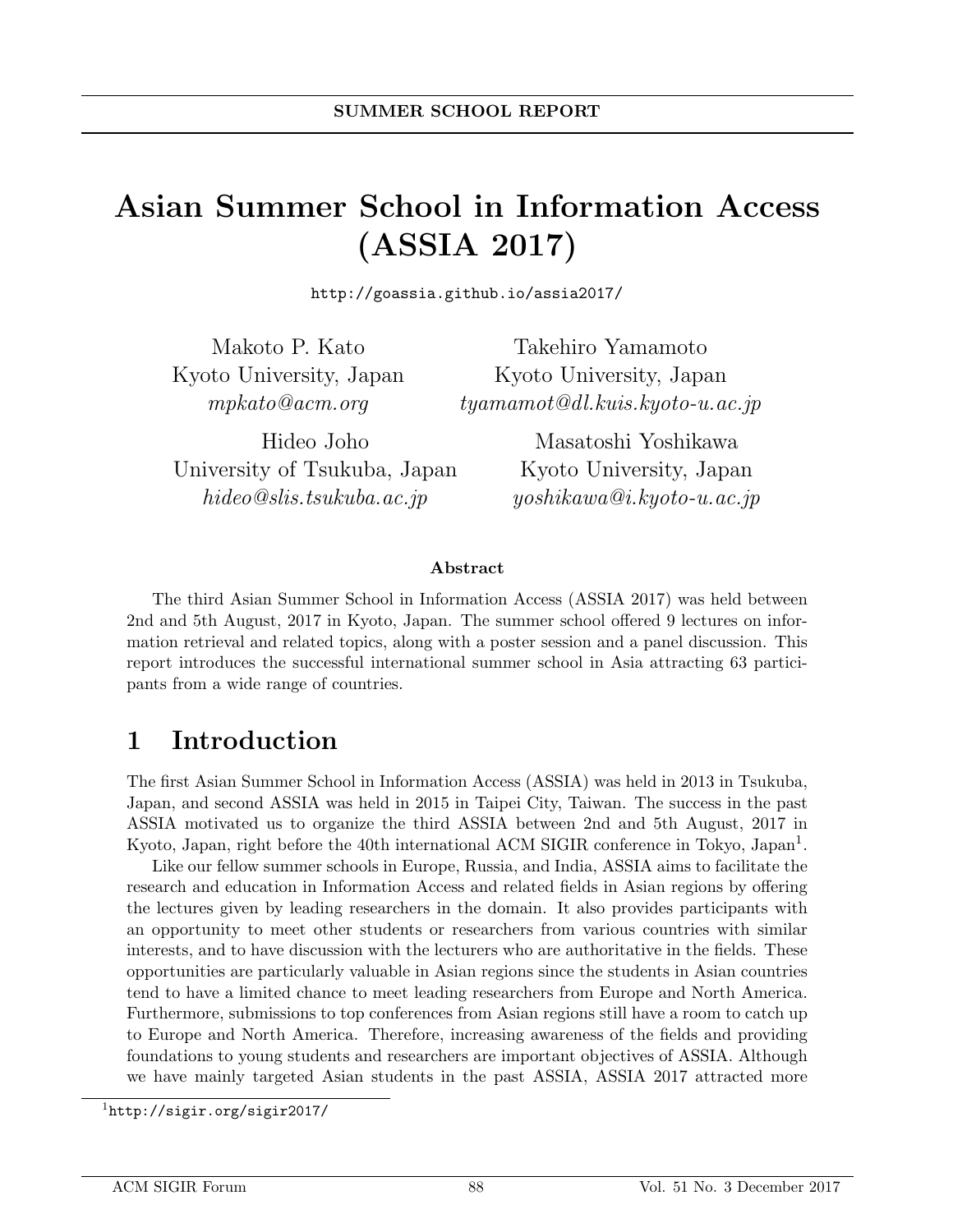SUMMER SCHOOL REPORT

# Asian Summer School in Information Access (ASSIA 2017)

http://goassia.github.io/assia2017/

Makoto P. Kato
Kyoto University, Japan
*mpkato@acm.org*

Takehiro Yamamoto
Kyoto University, Japan
*tyamamot@dl.kuis.kyoto-u.ac.jp*

Hideo Joho
University of Tsukuba, Japan
*hideo@slis.tsukuba.ac.jp*

Masatoshi Yoshikawa
Kyoto University, Japan
*yoshikawa@i.kyoto-u.ac.jp*

**Abstract**

The third Asian Summer School in Information Access (ASSIA 2017) was held between 2nd and 5th August, 2017 in Kyoto, Japan. The summer school offered 9 lectures on information retrieval and related topics, along with a poster session and a panel discussion. This report introduces the successful international summer school in Asia attracting 63 participants from a wide range of countries.

## 1 Introduction

The first Asian Summer School in Information Access (ASSIA) was held in 2013 in Tsukuba, Japan, and second ASSIA was held in 2015 in Taipei City, Taiwan. The success in the past ASSIA motivated us to organize the third ASSIA between 2nd and 5th August, 2017 in Kyoto, Japan, right before the 40th international ACM SIGIR conference in Tokyo, Japan[1].

Like our fellow summer schools in Europe, Russia, and India, ASSIA aims to facilitate the research and education in Information Access and related fields in Asian regions by offering the lectures given by leading researchers in the domain. It also provides participants with an opportunity to meet other students or researchers from various countries with similar interests, and to have discussion with the lecturers who are authoritative in the fields. These opportunities are particularly valuable in Asian regions since the students in Asian countries tend to have a limited chance to meet leading researchers from Europe and North America. Furthermore, submissions to top conferences from Asian regions still have a room to catch up to Europe and North America. Therefore, increasing awareness of the fields and providing foundations to young students and researchers are important objectives of ASSIA. Although we have mainly targeted Asian students in the past ASSIA, ASSIA 2017 attracted more

[1] http://sigir.org/sigir2017/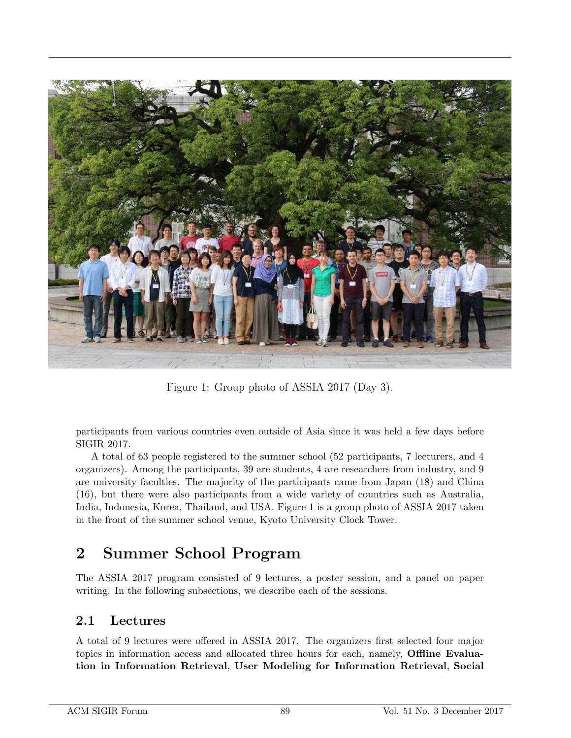Figure 1: Group photo of ASSIA 2017 (Day 3).

participants from various countries even outside of Asia since it was held a few days before SIGIR 2017.

A total of 63 people registered to the summer school (52 participants, 7 lecturers, and 4 organizers). Among the participants, 39 are students, 4 are researchers from industry, and 9 are university faculties. The majority of the participants came from Japan (18) and China (16), but there were also participants from a wide variety of countries such as Australia, India, Indonesia, Korea, Thailand, and USA. Figure 1 is a group photo of ASSIA 2017 taken in the front of the summer school venue, Kyoto University Clock Tower.

# 2 Summer School Program

The ASSIA 2017 program consisted of 9 lectures, a poster session, and a panel on paper writing. In the following subsections, we describe each of the sessions.

## 2.1 Lectures

A total of 9 lectures were offered in ASSIA 2017. The organizers first selected four major topics in information access and allocated three hours for each, namely, **Offline Evaluation in Information Retrieval**, **User Modeling for Information Retrieval**, **Social**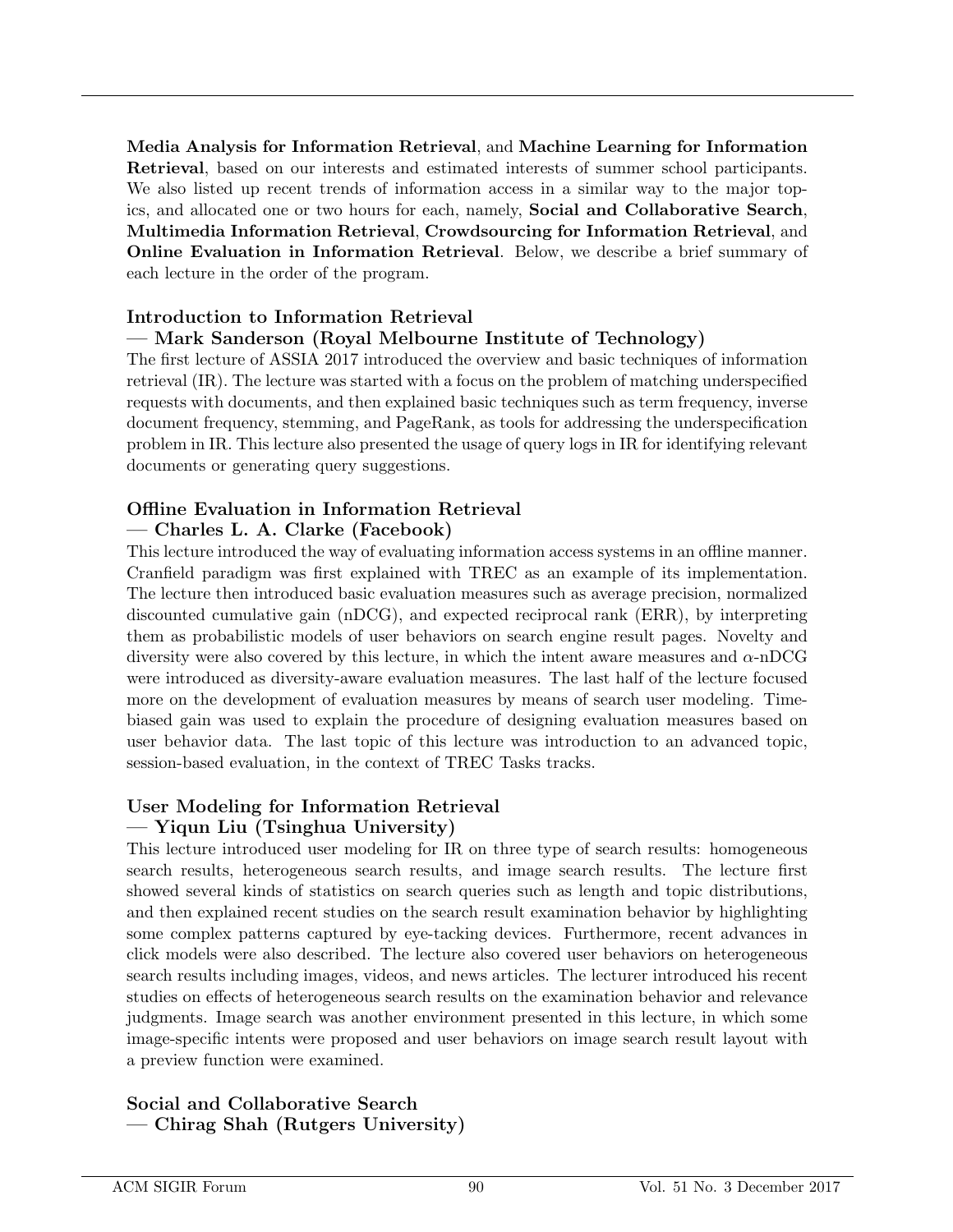**Media Analysis for Information Retrieval**, and **Machine Learning for Information Retrieval**, based on our interests and estimated interests of summer school participants. We also listed up recent trends of information access in a similar way to the major topics, and allocated one or two hours for each, namely, **Social and Collaborative Search**, **Multimedia Information Retrieval**, **Crowdsourcing for Information Retrieval**, and **Online Evaluation in Information Retrieval**. Below, we describe a brief summary of each lecture in the order of the program.

### Introduction to Information Retrieval — Mark Sanderson (Royal Melbourne Institute of Technology)

The first lecture of ASSIA 2017 introduced the overview and basic techniques of information retrieval (IR). The lecture was started with a focus on the problem of matching underspecified requests with documents, and then explained basic techniques such as term frequency, inverse document frequency, stemming, and PageRank, as tools for addressing the underspecification problem in IR. This lecture also presented the usage of query logs in IR for identifying relevant documents or generating query suggestions.

### Offline Evaluation in Information Retrieval — Charles L. A. Clarke (Facebook)

This lecture introduced the way of evaluating information access systems in an offline manner. Cranfield paradigm was first explained with TREC as an example of its implementation. The lecture then introduced basic evaluation measures such as average precision, normalized discounted cumulative gain (nDCG), and expected reciprocal rank (ERR), by interpreting them as probabilistic models of user behaviors on search engine result pages. Novelty and diversity were also covered by this lecture, in which the intent aware measures and $\alpha$-nDCG were introduced as diversity-aware evaluation measures. The last half of the lecture focused more on the development of evaluation measures by means of search user modeling. Time-biased gain was used to explain the procedure of designing evaluation measures based on user behavior data. The last topic of this lecture was introduction to an advanced topic, session-based evaluation, in the context of TREC Tasks tracks.

### User Modeling for Information Retrieval — Yiqun Liu (Tsinghua University)

This lecture introduced user modeling for IR on three type of search results: homogeneous search results, heterogeneous search results, and image search results. The lecture first showed several kinds of statistics on search queries such as length and topic distributions, and then explained recent studies on the search result examination behavior by highlighting some complex patterns captured by eye-tacking devices. Furthermore, recent advances in click models were also described. The lecture also covered user behaviors on heterogeneous search results including images, videos, and news articles. The lecturer introduced his recent studies on effects of heterogeneous search results on the examination behavior and relevance judgments. Image search was another environment presented in this lecture, in which some image-specific intents were proposed and user behaviors on image search result layout with a preview function were examined.

### Social and Collaborative Search — Chirag Shah (Rutgers University)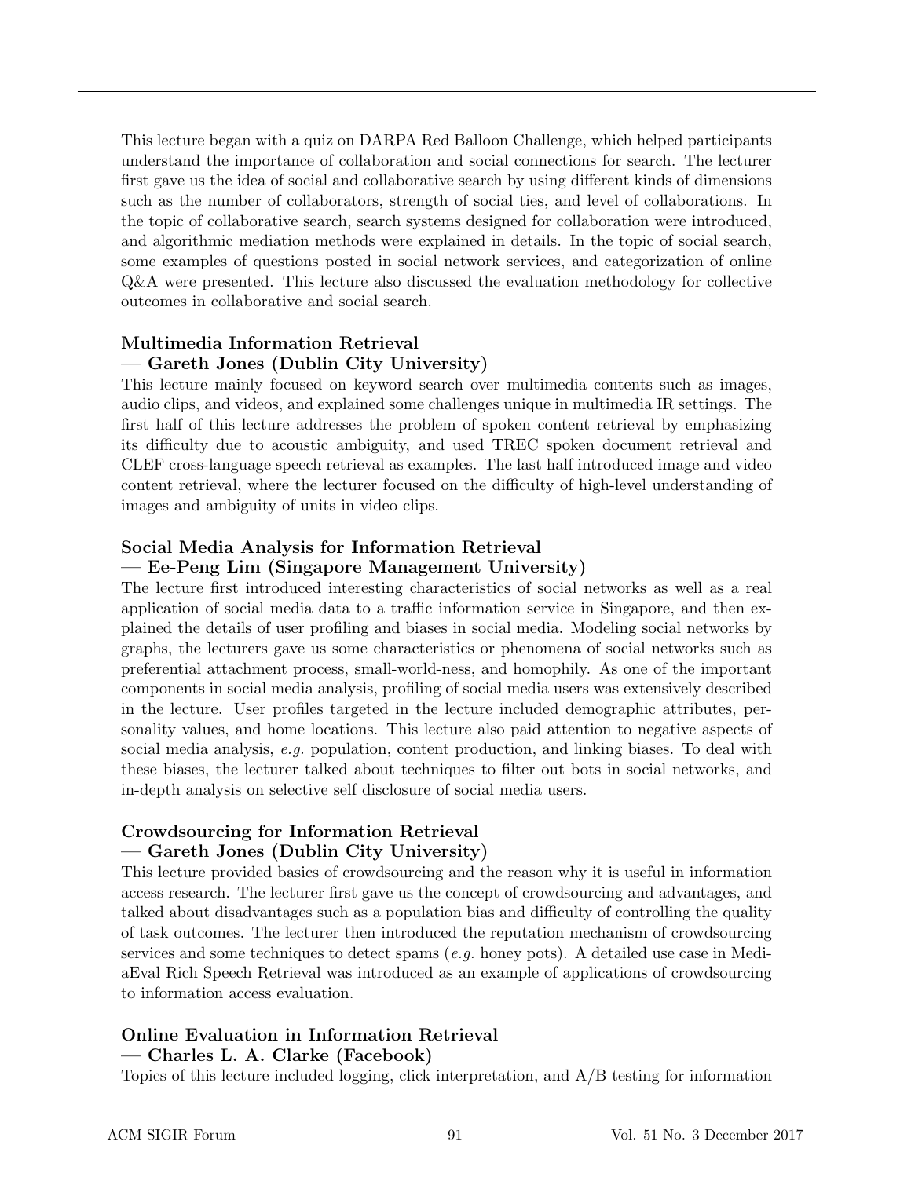This lecture began with a quiz on DARPA Red Balloon Challenge, which helped participants understand the importance of collaboration and social connections for search. The lecturer first gave us the idea of social and collaborative search by using different kinds of dimensions such as the number of collaborators, strength of social ties, and level of collaborations. In the topic of collaborative search, search systems designed for collaboration were introduced, and algorithmic mediation methods were explained in details. In the topic of social search, some examples of questions posted in social network services, and categorization of online Q&A were presented. This lecture also discussed the evaluation methodology for collective outcomes in collaborative and social search.

### Multimedia Information Retrieval — Gareth Jones (Dublin City University)

This lecture mainly focused on keyword search over multimedia contents such as images, audio clips, and videos, and explained some challenges unique in multimedia IR settings. The first half of this lecture addresses the problem of spoken content retrieval by emphasizing its difficulty due to acoustic ambiguity, and used TREC spoken document retrieval and CLEF cross-language speech retrieval as examples. The last half introduced image and video content retrieval, where the lecturer focused on the difficulty of high-level understanding of images and ambiguity of units in video clips.

### Social Media Analysis for Information Retrieval — Ee-Peng Lim (Singapore Management University)

The lecture first introduced interesting characteristics of social networks as well as a real application of social media data to a traffic information service in Singapore, and then explained the details of user profiling and biases in social media. Modeling social networks by graphs, the lecturers gave us some characteristics or phenomena of social networks such as preferential attachment process, small-world-ness, and homophily. As one of the important components in social media analysis, profiling of social media users was extensively described in the lecture. User profiles targeted in the lecture included demographic attributes, personality values, and home locations. This lecture also paid attention to negative aspects of social media analysis, *e.g.* population, content production, and linking biases. To deal with these biases, the lecturer talked about techniques to filter out bots in social networks, and in-depth analysis on selective self disclosure of social media users.

### Crowdsourcing for Information Retrieval — Gareth Jones (Dublin City University)

This lecture provided basics of crowdsourcing and the reason why it is useful in information access research. The lecturer first gave us the concept of crowdsourcing and advantages, and talked about disadvantages such as a population bias and difficulty of controlling the quality of task outcomes. The lecturer then introduced the reputation mechanism of crowdsourcing services and some techniques to detect spams (*e.g.* honey pots). A detailed use case in MediaEval Rich Speech Retrieval was introduced as an example of applications of crowdsourcing to information access evaluation.

### Online Evaluation in Information Retrieval — Charles L. A. Clarke (Facebook)

Topics of this lecture included logging, click interpretation, and A/B testing for information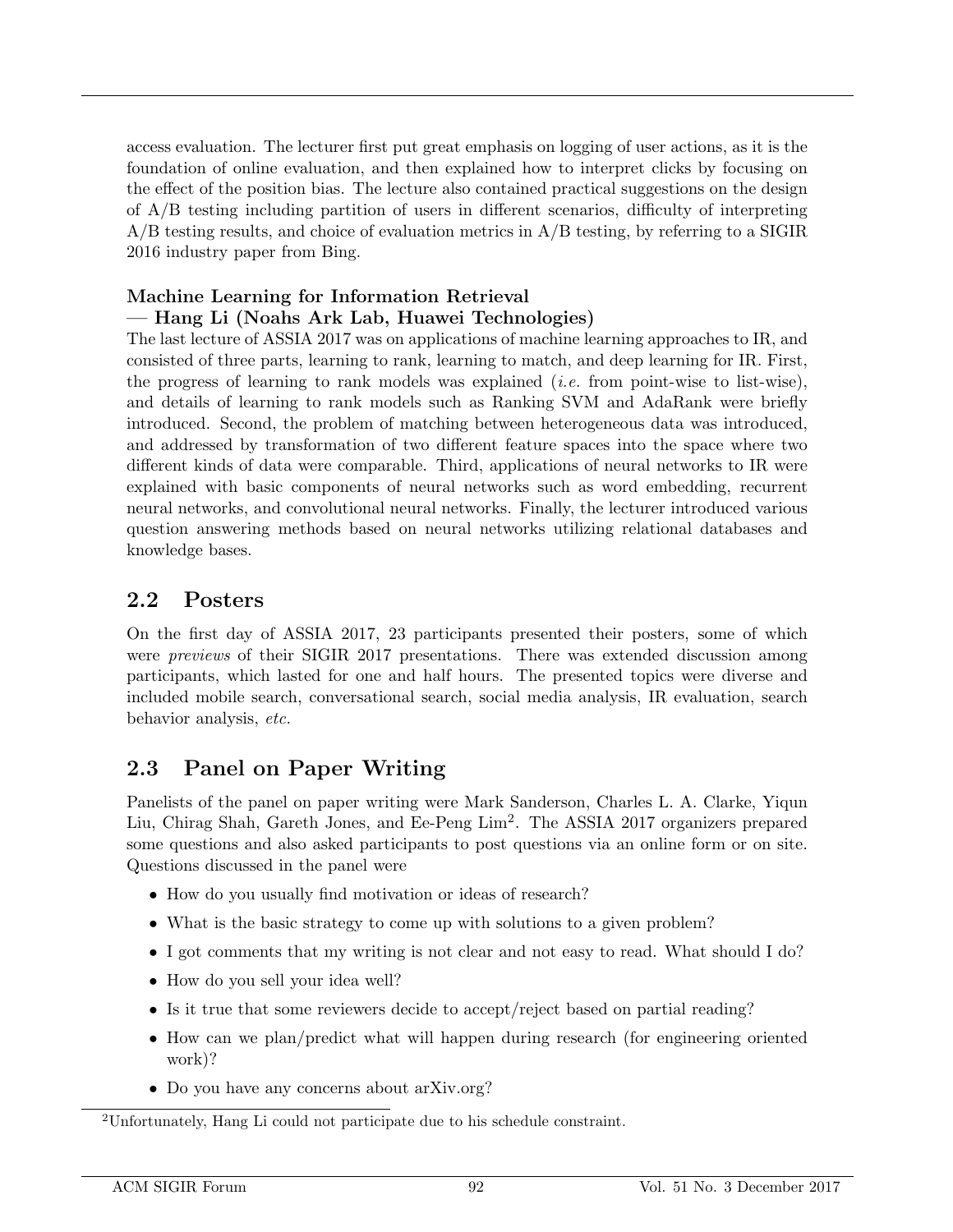access evaluation. The lecturer first put great emphasis on logging of user actions, as it is the foundation of online evaluation, and then explained how to interpret clicks by focusing on the effect of the position bias. The lecture also contained practical suggestions on the design of A/B testing including partition of users in different scenarios, difficulty of interpreting A/B testing results, and choice of evaluation metrics in A/B testing, by referring to a SIGIR 2016 industry paper from Bing.

**Machine Learning for Information Retrieval**
**— Hang Li (Noahs Ark Lab, Huawei Technologies)**

The last lecture of ASSIA 2017 was on applications of machine learning approaches to IR, and consisted of three parts, learning to rank, learning to match, and deep learning for IR. First, the progress of learning to rank models was explained (*i.e.* from point-wise to list-wise), and details of learning to rank models such as Ranking SVM and AdaRank were briefly introduced. Second, the problem of matching between heterogeneous data was introduced, and addressed by transformation of two different feature spaces into the space where two different kinds of data were comparable. Third, applications of neural networks to IR were explained with basic components of neural networks such as word embedding, recurrent neural networks, and convolutional neural networks. Finally, the lecturer introduced various question answering methods based on neural networks utilizing relational databases and knowledge bases.

## 2.2 Posters

On the first day of ASSIA 2017, 23 participants presented their posters, some of which were *previews* of their SIGIR 2017 presentations. There was extended discussion among participants, which lasted for one and half hours. The presented topics were diverse and included mobile search, conversational search, social media analysis, IR evaluation, search behavior analysis, *etc.*

## 2.3 Panel on Paper Writing

Panelists of the panel on paper writing were Mark Sanderson, Charles L. A. Clarke, Yiqun Liu, Chirag Shah, Gareth Jones, and Ee-Peng Lim[2]. The ASSIA 2017 organizers prepared some questions and also asked participants to post questions via an online form or on site. Questions discussed in the panel were

- How do you usually find motivation or ideas of research?
- What is the basic strategy to come up with solutions to a given problem?
- I got comments that my writing is not clear and not easy to read. What should I do?
- How do you sell your idea well?
- Is it true that some reviewers decide to accept/reject based on partial reading?
- How can we plan/predict what will happen during research (for engineering oriented work)?
- Do you have any concerns about arXiv.org?

[2]Unfortunately, Hang Li could not participate due to his schedule constraint.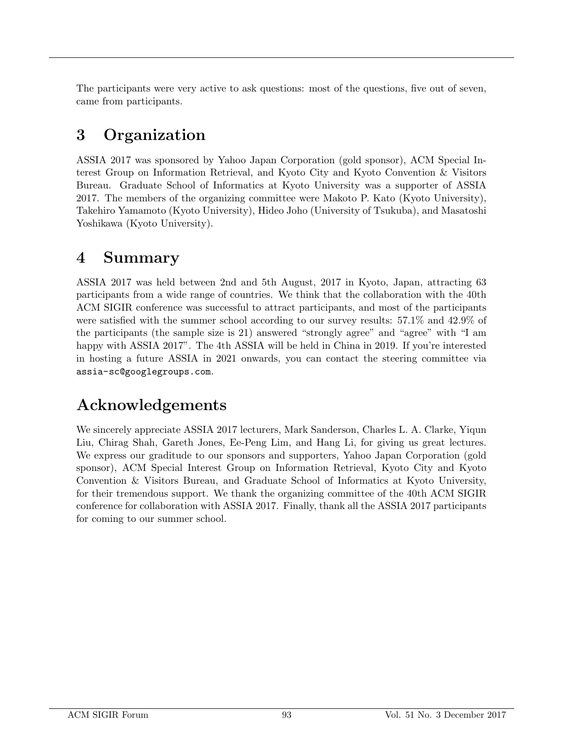The participants were very active to ask questions: most of the questions, five out of seven, came from participants.

# 3 Organization

ASSIA 2017 was sponsored by Yahoo Japan Corporation (gold sponsor), ACM Special Interest Group on Information Retrieval, and Kyoto City and Kyoto Convention & Visitors Bureau. Graduate School of Informatics at Kyoto University was a supporter of ASSIA 2017. The members of the organizing committee were Makoto P. Kato (Kyoto University), Takehiro Yamamoto (Kyoto University), Hideo Joho (University of Tsukuba), and Masatoshi Yoshikawa (Kyoto University).

# 4 Summary

ASSIA 2017 was held between 2nd and 5th August, 2017 in Kyoto, Japan, attracting 63 participants from a wide range of countries. We think that the collaboration with the 40th ACM SIGIR conference was successful to attract participants, and most of the participants were satisfied with the summer school according to our survey results: 57.1% and 42.9% of the participants (the sample size is 21) answered "strongly agree" and "agree" with "I am happy with ASSIA 2017". The 4th ASSIA will be held in China in 2019. If you're interested in hosting a future ASSIA in 2021 onwards, you can contact the steering committee via `assia-sc@googlegroups.com`.

# Acknowledgements

We sincerely appreciate ASSIA 2017 lecturers, Mark Sanderson, Charles L. A. Clarke, Yiqun Liu, Chirag Shah, Gareth Jones, Ee-Peng Lim, and Hang Li, for giving us great lectures. We express our graditude to our sponsors and supporters, Yahoo Japan Corporation (gold sponsor), ACM Special Interest Group on Information Retrieval, Kyoto City and Kyoto Convention & Visitors Bureau, and Graduate School of Informatics at Kyoto University, for their tremendous support. We thank the organizing committee of the 40th ACM SIGIR conference for collaboration with ASSIA 2017. Finally, thank all the ASSIA 2017 participants for coming to our summer school.